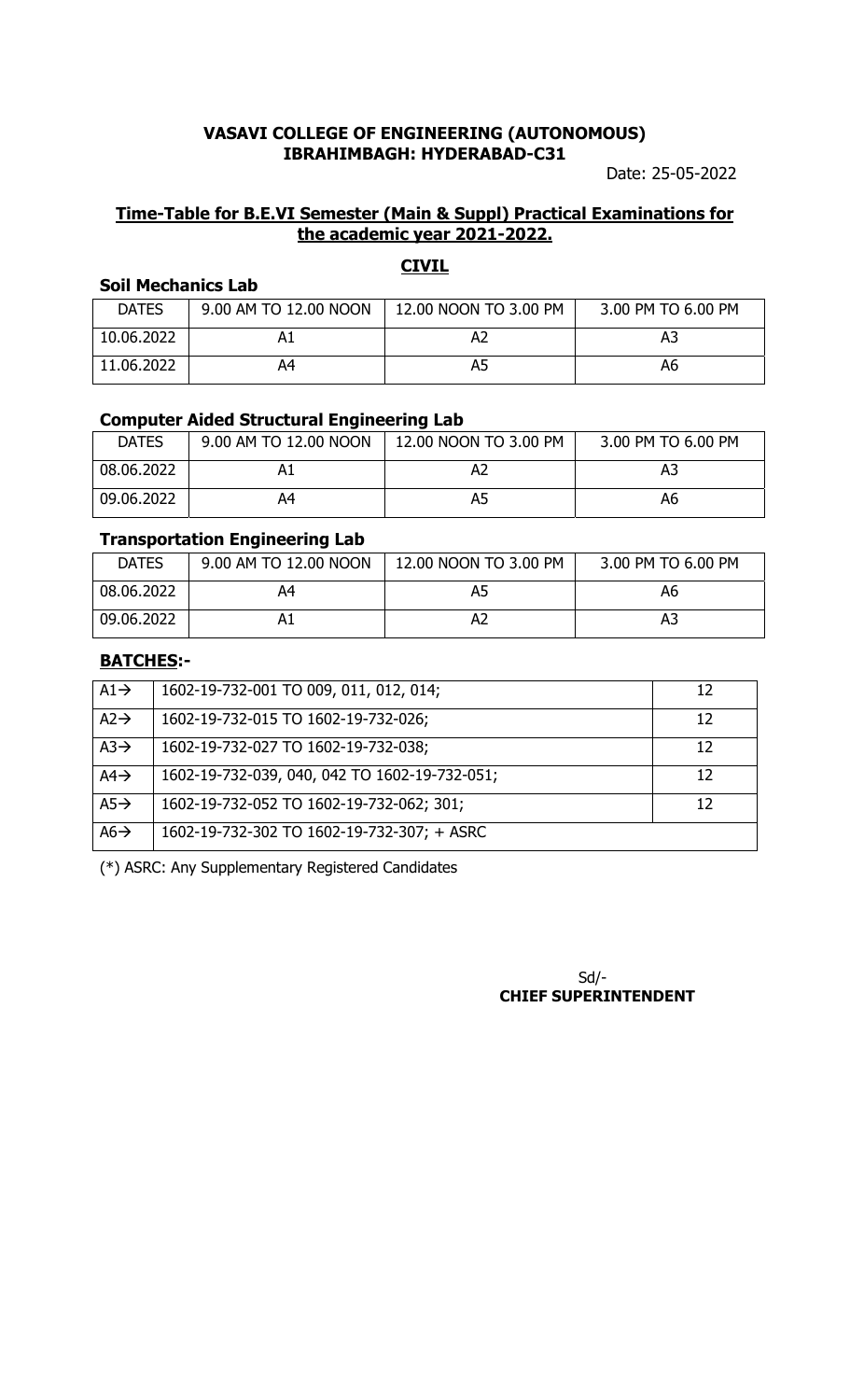**VASAVI COLLEGE OF ENGINEERING (AUTONOMOUS)**
**IBRAHIMBAGH: HYDERABAD-C31**

Date: 25-05-2022

## Time-Table for B.E.VI Semester (Main & Suppl) Practical Examinations for the academic year 2021-2022.

### CIVIL

**Soil Mechanics Lab**

| DATES | 9.00 AM TO 12.00 NOON | 12.00 NOON TO 3.00 PM | 3.00 PM TO 6.00 PM |
|---|---|---|---|
| 10.06.2022 | A1 | A2 | A3 |
| 11.06.2022 | A4 | A5 | A6 |

**Computer Aided Structural Engineering Lab**

| DATES | 9.00 AM TO 12.00 NOON | 12.00 NOON TO 3.00 PM | 3.00 PM TO 6.00 PM |
|---|---|---|---|
| 08.06.2022 | A1 | A2 | A3 |
| 09.06.2022 | A4 | A5 | A6 |

**Transportation Engineering Lab**

| DATES | 9.00 AM TO 12.00 NOON | 12.00 NOON TO 3.00 PM | 3.00 PM TO 6.00 PM |
|---|---|---|---|
| 08.06.2022 | A4 | A5 | A6 |
| 09.06.2022 | A1 | A2 | A3 |

**BATCHES:-**

| Batch | Roll Numbers | Count |
|---|---|---|
| A1→ | 1602-19-732-001 TO 009, 011, 012, 014; | 12 |
| A2→ | 1602-19-732-015 TO 1602-19-732-026; | 12 |
| A3→ | 1602-19-732-027 TO 1602-19-732-038; | 12 |
| A4→ | 1602-19-732-039, 040, 042 TO 1602-19-732-051; | 12 |
| A5→ | 1602-19-732-052 TO 1602-19-732-062; 301; | 12 |
| A6→ | 1602-19-732-302 TO 1602-19-732-307; + ASRC | |

(*) ASRC: Any Supplementary Registered Candidates

Sd/-
**CHIEF SUPERINTENDENT**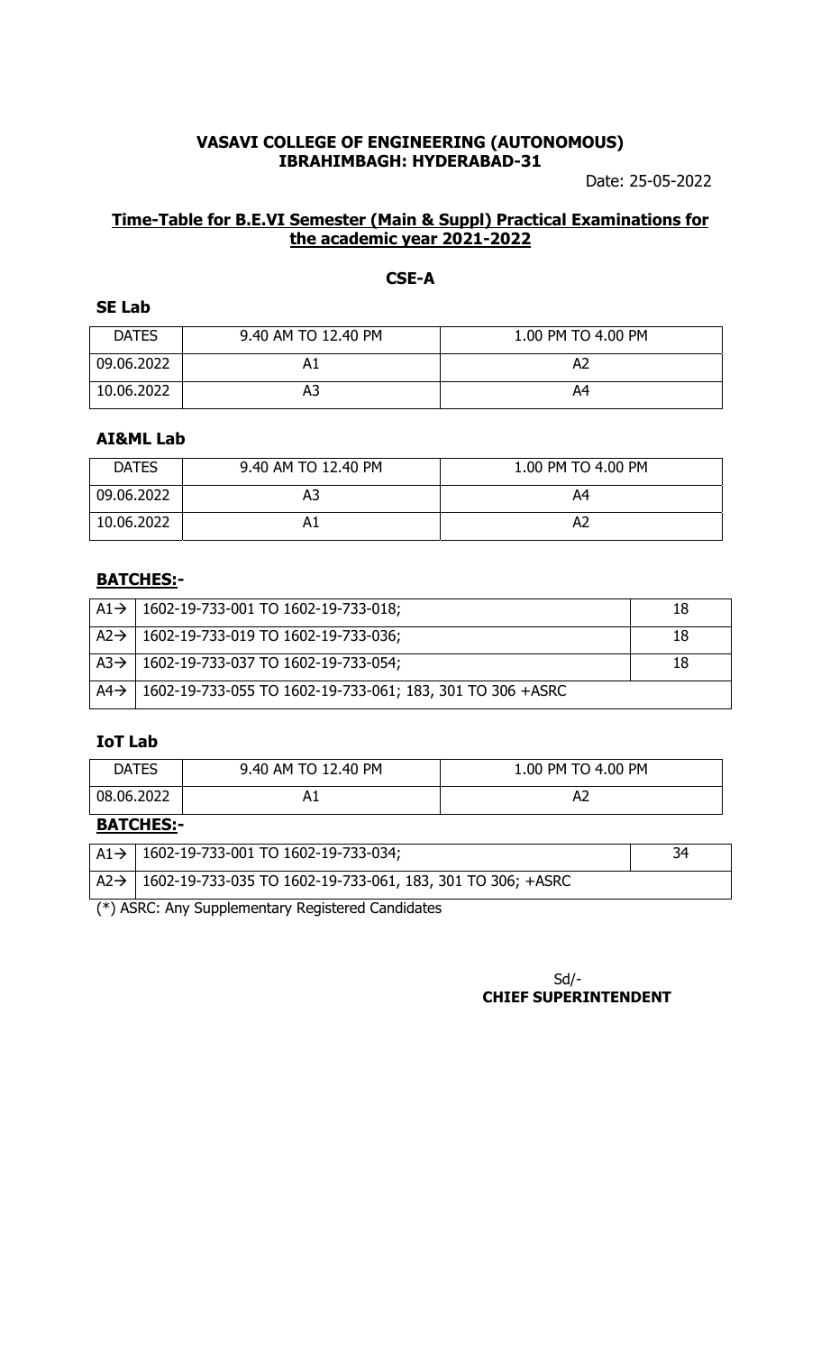**VASAVI COLLEGE OF ENGINEERING (AUTONOMOUS)**
**IBRAHIMBAGH: HYDERABAD-31**

Date: 25-05-2022

**Time-Table for B.E.VI Semester (Main & Suppl) Practical Examinations for the academic year 2021-2022**

**CSE-A**

**SE Lab**

| DATES | 9.40 AM TO 12.40 PM | 1.00 PM TO 4.00 PM |
|---|---|---|
| 09.06.2022 | A1 | A2 |
| 10.06.2022 | A3 | A4 |

**AI&ML Lab**

| DATES | 9.40 AM TO 12.40 PM | 1.00 PM TO 4.00 PM |
|---|---|---|
| 09.06.2022 | A3 | A4 |
| 10.06.2022 | A1 | A2 |

**BATCHES:-**

| | | |
|---|---|---|
| A1→ | 1602-19-733-001 TO 1602-19-733-018; | 18 |
| A2→ | 1602-19-733-019 TO 1602-19-733-036; | 18 |
| A3→ | 1602-19-733-037 TO 1602-19-733-054; | 18 |
| A4→ | 1602-19-733-055 TO 1602-19-733-061; 183, 301 TO 306 +ASRC | |

**IoT Lab**

| DATES | 9.40 AM TO 12.40 PM | 1.00 PM TO 4.00 PM |
|---|---|---|
| 08.06.2022 | A1 | A2 |

**BATCHES:-**

| | | |
|---|---|---|
| A1→ | 1602-19-733-001 TO 1602-19-733-034; | 34 |
| A2→ | 1602-19-733-035 TO 1602-19-733-061, 183, 301 TO 306; +ASRC | |

(*) ASRC: Any Supplementary Registered Candidates

Sd/-
**CHIEF SUPERINTENDENT**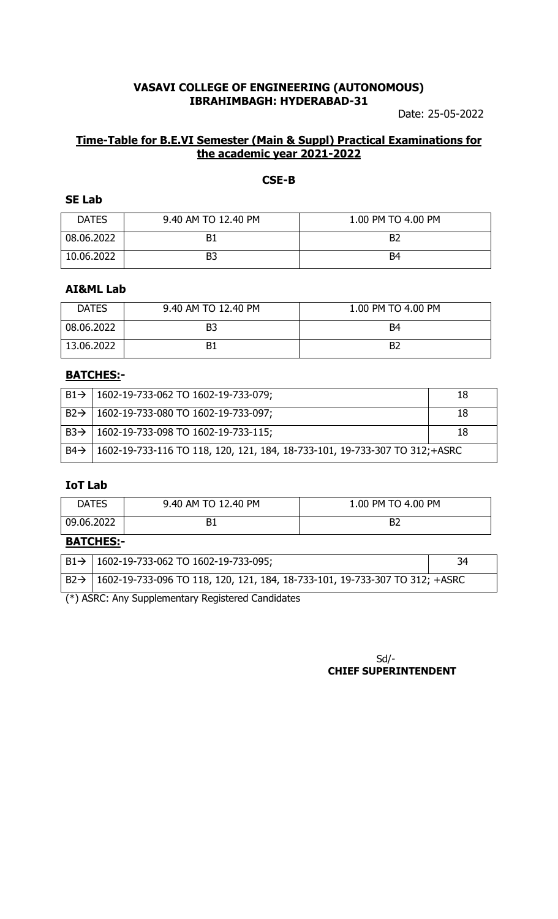**VASAVI COLLEGE OF ENGINEERING (AUTONOMOUS)**
**IBRAHIMBAGH: HYDERABAD-31**

Date: 25-05-2022

## Time-Table for B.E.VI Semester (Main & Suppl) Practical Examinations for the academic year 2021-2022

### CSE-B

**SE Lab**

| DATES | 9.40 AM TO 12.40 PM | 1.00 PM TO 4.00 PM |
|---|---|---|
| 08.06.2022 | B1 | B2 |
| 10.06.2022 | B3 | B4 |

**AI&ML Lab**

| DATES | 9.40 AM TO 12.40 PM | 1.00 PM TO 4.00 PM |
|---|---|---|
| 08.06.2022 | B3 | B4 |
| 13.06.2022 | B1 | B2 |

**BATCHES:-**

| | | |
|---|---|---|
| B1→ | 1602-19-733-062 TO 1602-19-733-079; | 18 |
| B2→ | 1602-19-733-080 TO 1602-19-733-097; | 18 |
| B3→ | 1602-19-733-098 TO 1602-19-733-115; | 18 |
| B4→ | 1602-19-733-116 TO 118, 120, 121, 184, 18-733-101, 19-733-307 TO 312;+ASRC | |

**IoT Lab**

| DATES | 9.40 AM TO 12.40 PM | 1.00 PM TO 4.00 PM |
|---|---|---|
| 09.06.2022 | B1 | B2 |

**BATCHES:-**

| | | |
|---|---|---|
| B1→ | 1602-19-733-062 TO 1602-19-733-095; | 34 |
| B2→ | 1602-19-733-096 TO 118, 120, 121, 184, 18-733-101, 19-733-307 TO 312; +ASRC | |

(*) ASRC: Any Supplementary Registered Candidates

Sd/-
**CHIEF SUPERINTENDENT**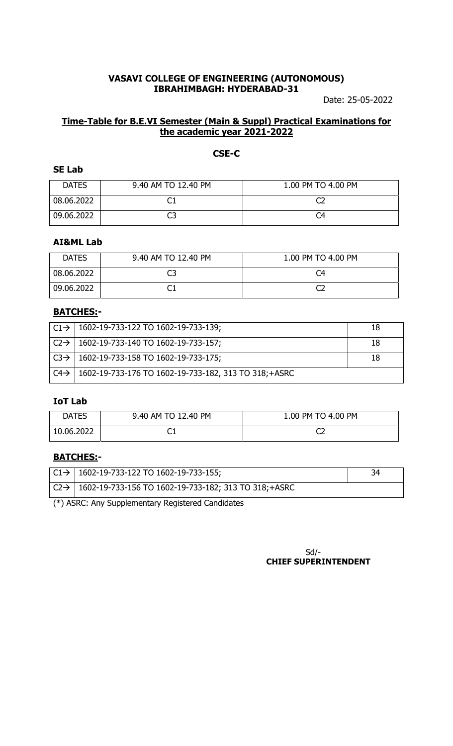**VASAVI COLLEGE OF ENGINEERING (AUTONOMOUS)**
**IBRAHIMBAGH: HYDERABAD-31**

Date: 25-05-2022

## Time-Table for B.E.VI Semester (Main & Suppl) Practical Examinations for the academic year 2021-2022

### CSE-C

**SE Lab**

| DATES | 9.40 AM TO 12.40 PM | 1.00 PM TO 4.00 PM |
|---|---|---|
| 08.06.2022 | C1 | C2 |
| 09.06.2022 | C3 | C4 |

**AI&ML Lab**

| DATES | 9.40 AM TO 12.40 PM | 1.00 PM TO 4.00 PM |
|---|---|---|
| 08.06.2022 | C3 | C4 |
| 09.06.2022 | C1 | C2 |

**BATCHES:-**

| | | |
|---|---|---|
| C1→ | 1602-19-733-122 TO 1602-19-733-139; | 18 |
| C2→ | 1602-19-733-140 TO 1602-19-733-157; | 18 |
| C3→ | 1602-19-733-158 TO 1602-19-733-175; | 18 |
| C4→ | 1602-19-733-176 TO 1602-19-733-182, 313 TO 318;+ASRC | |

**IoT Lab**

| DATES | 9.40 AM TO 12.40 PM | 1.00 PM TO 4.00 PM |
|---|---|---|
| 10.06.2022 | C1 | C2 |

**BATCHES:-**

| | | |
|---|---|---|
| C1→ | 1602-19-733-122 TO 1602-19-733-155; | 34 |
| C2→ | 1602-19-733-156 TO 1602-19-733-182; 313 TO 318;+ASRC | |

(*) ASRC: Any Supplementary Registered Candidates

Sd/-
**CHIEF SUPERINTENDENT**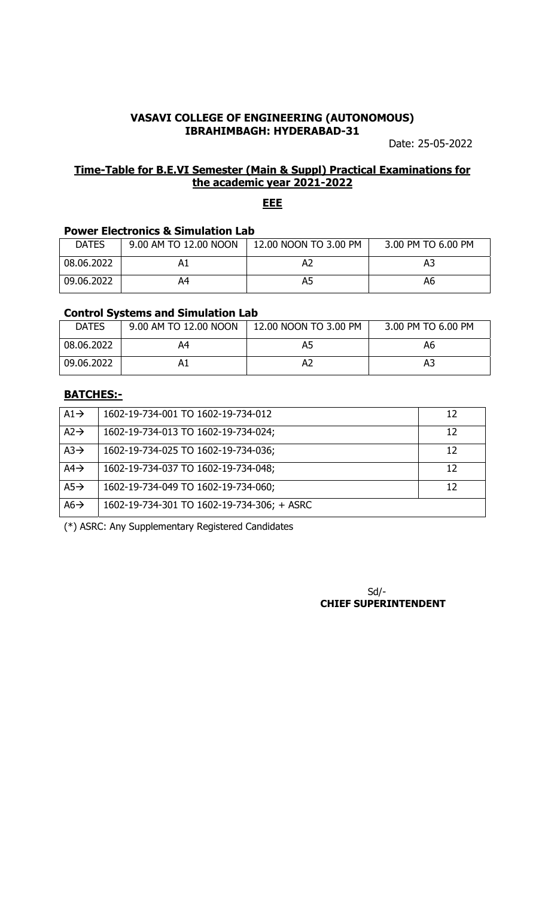**VASAVI COLLEGE OF ENGINEERING (AUTONOMOUS)**
**IBRAHIMBAGH: HYDERABAD-31**

Date: 25-05-2022

**Time-Table for B.E.VI Semester (Main & Suppl) Practical Examinations for the academic year 2021-2022**

**EEE**

**Power Electronics & Simulation Lab**

| DATES | 9.00 AM TO 12.00 NOON | 12.00 NOON TO 3.00 PM | 3.00 PM TO 6.00 PM |
|---|---|---|---|
| 08.06.2022 | A1 | A2 | A3 |
| 09.06.2022 | A4 | A5 | A6 |

**Control Systems and Simulation Lab**

| DATES | 9.00 AM TO 12.00 NOON | 12.00 NOON TO 3.00 PM | 3.00 PM TO 6.00 PM |
|---|---|---|---|
| 08.06.2022 | A4 | A5 | A6 |
| 09.06.2022 | A1 | A2 | A3 |

**BATCHES:-**

| | | |
|---|---|---|
| A1→ | 1602-19-734-001 TO 1602-19-734-012 | 12 |
| A2→ | 1602-19-734-013 TO 1602-19-734-024; | 12 |
| A3→ | 1602-19-734-025 TO 1602-19-734-036; | 12 |
| A4→ | 1602-19-734-037 TO 1602-19-734-048; | 12 |
| A5→ | 1602-19-734-049 TO 1602-19-734-060; | 12 |
| A6→ | 1602-19-734-301 TO 1602-19-734-306; + ASRC | |

(*) ASRC: Any Supplementary Registered Candidates

Sd/-
**CHIEF SUPERINTENDENT**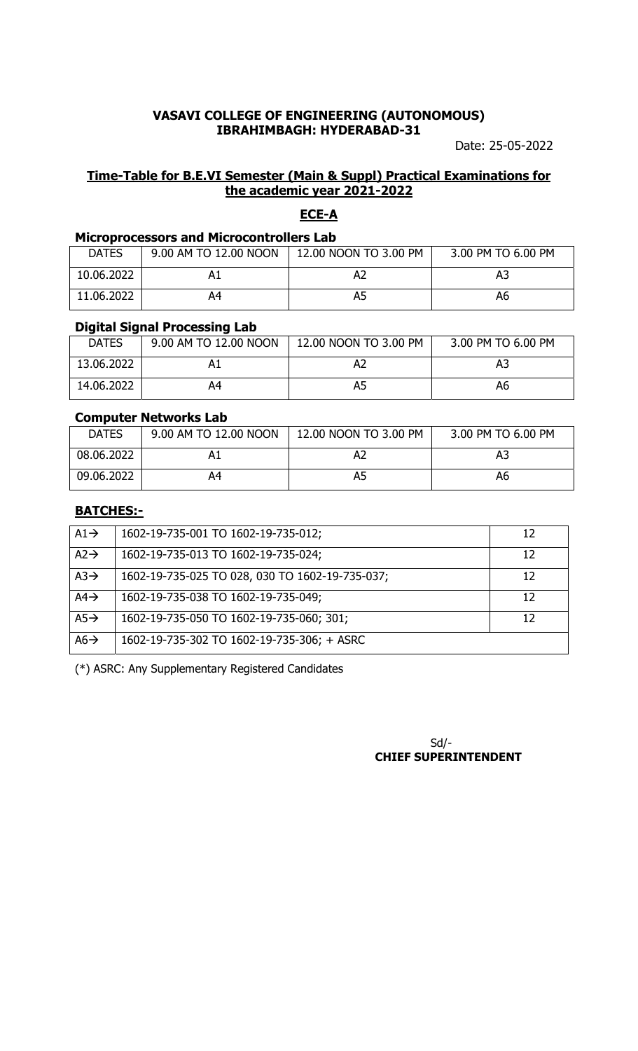**VASAVI COLLEGE OF ENGINEERING (AUTONOMOUS)**
**IBRAHIMBAGH: HYDERABAD-31**

Date: 25-05-2022

## Time-Table for B.E.VI Semester (Main & Suppl) Practical Examinations for the academic year 2021-2022

### ECE-A

**Microprocessors and Microcontrollers Lab**

| DATES | 9.00 AM TO 12.00 NOON | 12.00 NOON TO 3.00 PM | 3.00 PM TO 6.00 PM |
|---|---|---|---|
| 10.06.2022 | A1 | A2 | A3 |
| 11.06.2022 | A4 | A5 | A6 |

**Digital Signal Processing Lab**

| DATES | 9.00 AM TO 12.00 NOON | 12.00 NOON TO 3.00 PM | 3.00 PM TO 6.00 PM |
|---|---|---|---|
| 13.06.2022 | A1 | A2 | A3 |
| 14.06.2022 | A4 | A5 | A6 |

**Computer Networks Lab**

| DATES | 9.00 AM TO 12.00 NOON | 12.00 NOON TO 3.00 PM | 3.00 PM TO 6.00 PM |
|---|---|---|---|
| 08.06.2022 | A1 | A2 | A3 |
| 09.06.2022 | A4 | A5 | A6 |

**BATCHES:-**

| | | |
|---|---|---|
| A1→ | 1602-19-735-001 TO 1602-19-735-012; | 12 |
| A2→ | 1602-19-735-013 TO 1602-19-735-024; | 12 |
| A3→ | 1602-19-735-025 TO 028, 030 TO 1602-19-735-037; | 12 |
| A4→ | 1602-19-735-038 TO 1602-19-735-049; | 12 |
| A5→ | 1602-19-735-050 TO 1602-19-735-060; 301; | 12 |
| A6→ | 1602-19-735-302 TO 1602-19-735-306; + ASRC | |

(*) ASRC: Any Supplementary Registered Candidates

Sd/-
**CHIEF SUPERINTENDENT**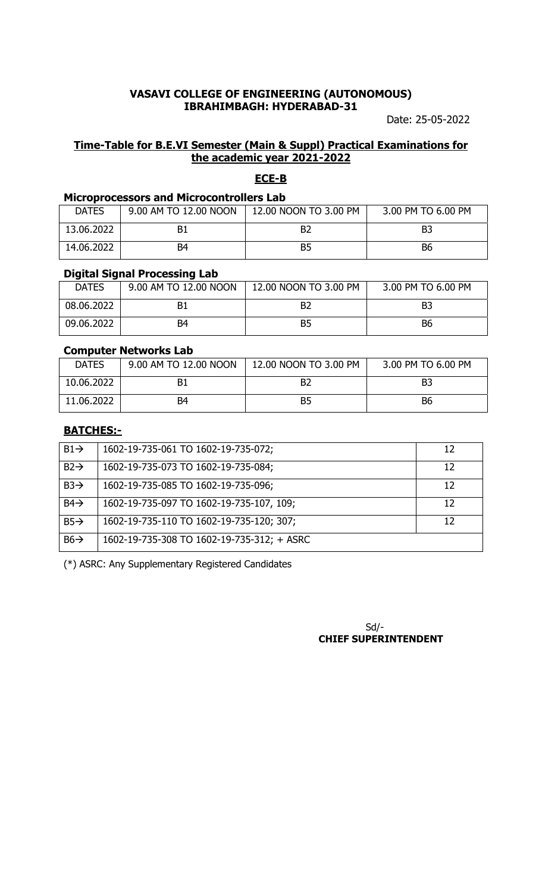**VASAVI COLLEGE OF ENGINEERING (AUTONOMOUS)**
**IBRAHIMBAGH: HYDERABAD-31**

Date: 25-05-2022

## Time-Table for B.E.VI Semester (Main & Suppl) Practical Examinations for the academic year 2021-2022

## ECE-B

### Microprocessors and Microcontrollers Lab

| DATES | 9.00 AM TO 12.00 NOON | 12.00 NOON TO 3.00 PM | 3.00 PM TO 6.00 PM |
|---|---|---|---|
| 13.06.2022 | B1 | B2 | B3 |
| 14.06.2022 | B4 | B5 | B6 |

### Digital Signal Processing Lab

| DATES | 9.00 AM TO 12.00 NOON | 12.00 NOON TO 3.00 PM | 3.00 PM TO 6.00 PM |
|---|---|---|---|
| 08.06.2022 | B1 | B2 | B3 |
| 09.06.2022 | B4 | B5 | B6 |

### Computer Networks Lab

| DATES | 9.00 AM TO 12.00 NOON | 12.00 NOON TO 3.00 PM | 3.00 PM TO 6.00 PM |
|---|---|---|---|
| 10.06.2022 | B1 | B2 | B3 |
| 11.06.2022 | B4 | B5 | B6 |

### BATCHES:-

| | | |
|---|---|---|
| B1→ | 1602-19-735-061 TO 1602-19-735-072; | 12 |
| B2→ | 1602-19-735-073 TO 1602-19-735-084; | 12 |
| B3→ | 1602-19-735-085 TO 1602-19-735-096; | 12 |
| B4→ | 1602-19-735-097 TO 1602-19-735-107, 109; | 12 |
| B5→ | 1602-19-735-110 TO 1602-19-735-120; 307; | 12 |
| B6→ | 1602-19-735-308 TO 1602-19-735-312; + ASRC | |

(*) ASRC: Any Supplementary Registered Candidates

Sd/-
**CHIEF SUPERINTENDENT**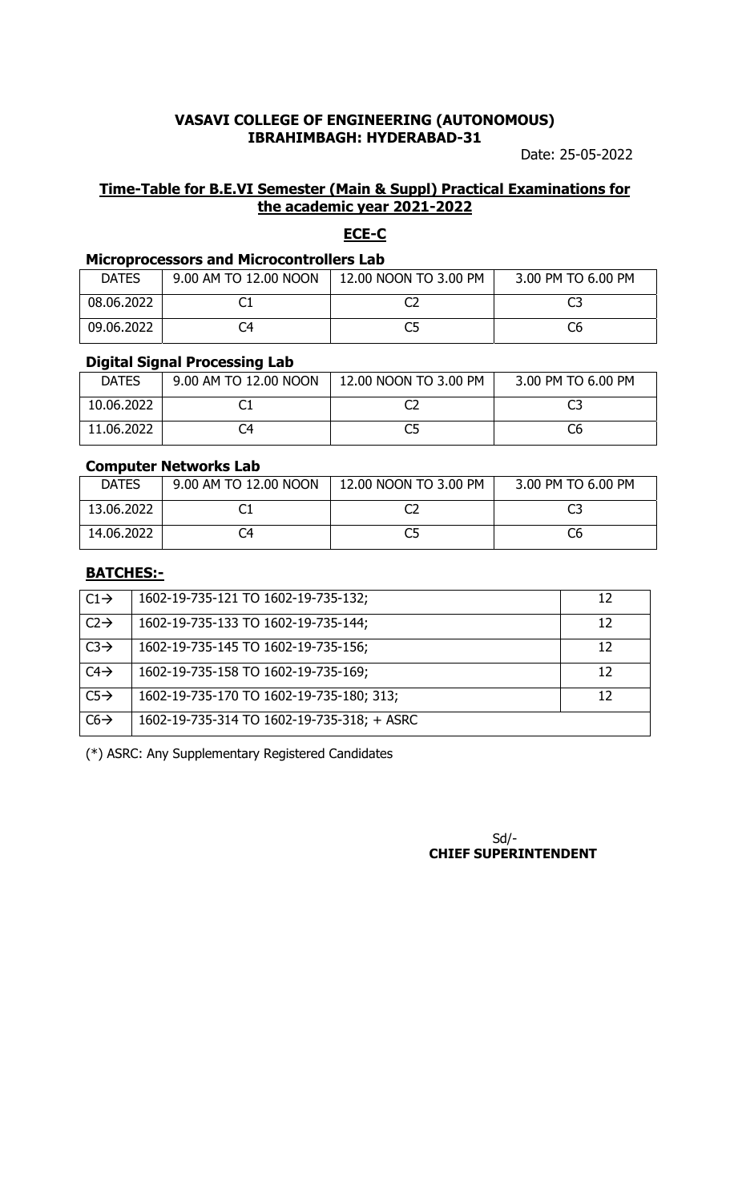**VASAVI COLLEGE OF ENGINEERING (AUTONOMOUS)**
**IBRAHIMBAGH: HYDERABAD-31**

Date: 25-05-2022

## Time-Table for B.E.VI Semester (Main & Suppl) Practical Examinations for the academic year 2021-2022

## ECE-C

### Microprocessors and Microcontrollers Lab

| DATES | 9.00 AM TO 12.00 NOON | 12.00 NOON TO 3.00 PM | 3.00 PM TO 6.00 PM |
|---|---|---|---|
| 08.06.2022 | C1 | C2 | C3 |
| 09.06.2022 | C4 | C5 | C6 |

### Digital Signal Processing Lab

| DATES | 9.00 AM TO 12.00 NOON | 12.00 NOON TO 3.00 PM | 3.00 PM TO 6.00 PM |
|---|---|---|---|
| 10.06.2022 | C1 | C2 | C3 |
| 11.06.2022 | C4 | C5 | C6 |

### Computer Networks Lab

| DATES | 9.00 AM TO 12.00 NOON | 12.00 NOON TO 3.00 PM | 3.00 PM TO 6.00 PM |
|---|---|---|---|
| 13.06.2022 | C1 | C2 | C3 |
| 14.06.2022 | C4 | C5 | C6 |

### BATCHES:-

| Batch | Roll Numbers | Count |
|---|---|---|
| C1→ | 1602-19-735-121 TO 1602-19-735-132; | 12 |
| C2→ | 1602-19-735-133 TO 1602-19-735-144; | 12 |
| C3→ | 1602-19-735-145 TO 1602-19-735-156; | 12 |
| C4→ | 1602-19-735-158 TO 1602-19-735-169; | 12 |
| C5→ | 1602-19-735-170 TO 1602-19-735-180; 313; | 12 |
| C6→ | 1602-19-735-314 TO 1602-19-735-318; + ASRC | |

(*) ASRC: Any Supplementary Registered Candidates

Sd/-
**CHIEF SUPERINTENDENT**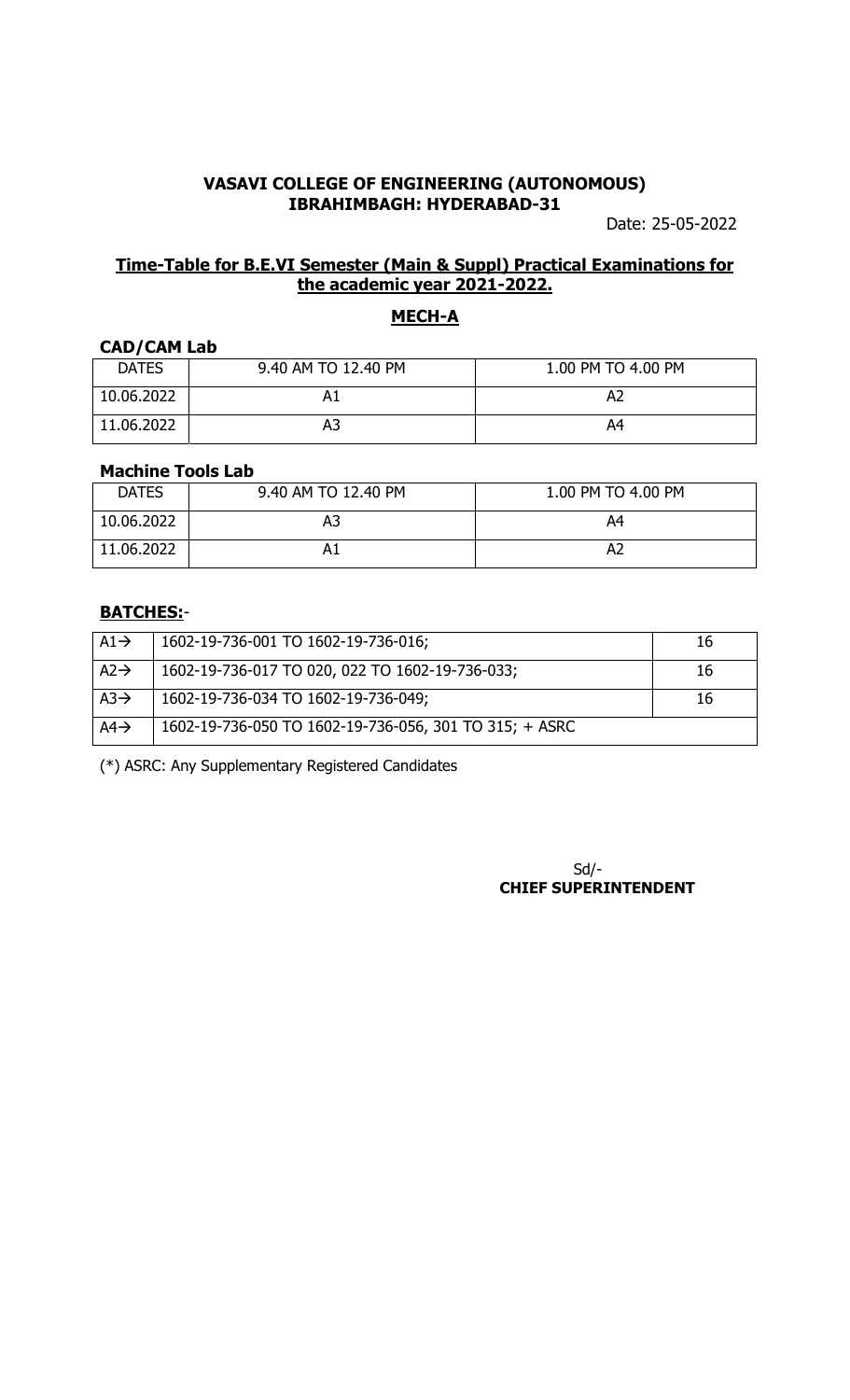**VASAVI COLLEGE OF ENGINEERING (AUTONOMOUS)**
**IBRAHIMBAGH: HYDERABAD-31**

Date: 25-05-2022

**Time-Table for B.E.VI Semester (Main & Suppl) Practical Examinations for the academic year 2021-2022.**

## MECH-A

### CAD/CAM Lab

| DATES | 9.40 AM TO 12.40 PM | 1.00 PM TO 4.00 PM |
|---|---|---|
| 10.06.2022 | A1 | A2 |
| 11.06.2022 | A3 | A4 |

### Machine Tools Lab

| DATES | 9.40 AM TO 12.40 PM | 1.00 PM TO 4.00 PM |
|---|---|---|
| 10.06.2022 | A3 | A4 |
| 11.06.2022 | A1 | A2 |

**BATCHES:**-

| | | |
|---|---|---|
| A1→ | 1602-19-736-001 TO 1602-19-736-016; | 16 |
| A2→ | 1602-19-736-017 TO 020, 022 TO 1602-19-736-033; | 16 |
| A3→ | 1602-19-736-034 TO 1602-19-736-049; | 16 |
| A4→ | 1602-19-736-050 TO 1602-19-736-056, 301 TO 315; + ASRC | |

(*) ASRC: Any Supplementary Registered Candidates

Sd/-
**CHIEF SUPERINTENDENT**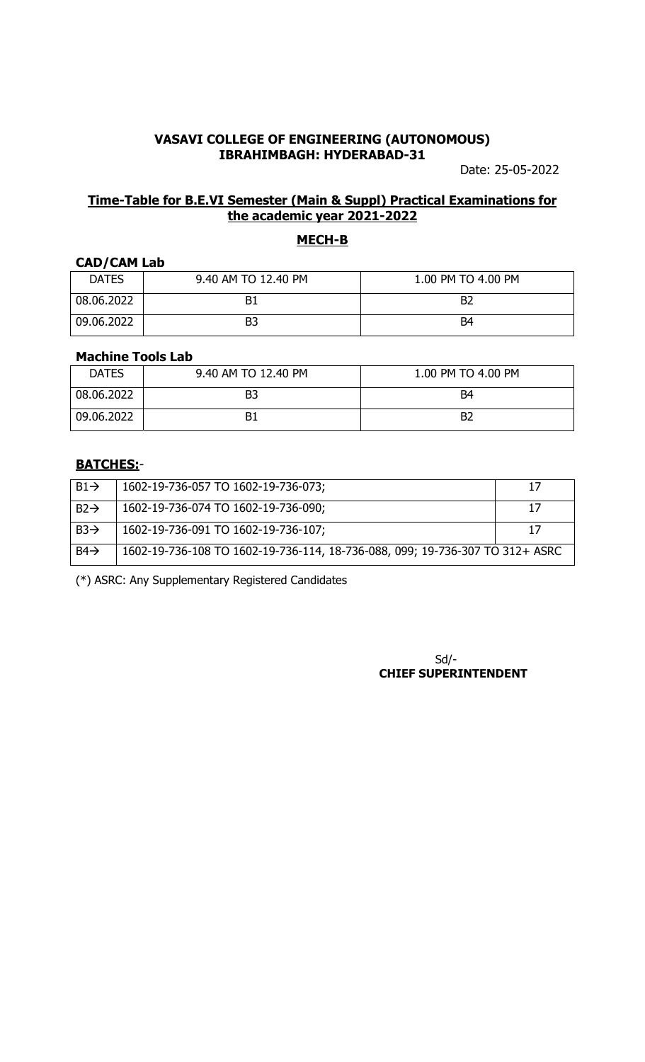**VASAVI COLLEGE OF ENGINEERING (AUTONOMOUS)**
**IBRAHIMBAGH: HYDERABAD-31**

Date: 25-05-2022

## Time-Table for B.E.VI Semester (Main & Suppl) Practical Examinations for the academic year 2021-2022

## MECH-B

### CAD/CAM Lab

| DATES | 9.40 AM TO 12.40 PM | 1.00 PM TO 4.00 PM |
|---|---|---|
| 08.06.2022 | B1 | B2 |
| 09.06.2022 | B3 | B4 |

### Machine Tools Lab

| DATES | 9.40 AM TO 12.40 PM | 1.00 PM TO 4.00 PM |
|---|---|---|
| 08.06.2022 | B3 | B4 |
| 09.06.2022 | B1 | B2 |

### BATCHES:-

| | | |
|---|---|---|
| B1→ | 1602-19-736-057 TO 1602-19-736-073; | 17 |
| B2→ | 1602-19-736-074 TO 1602-19-736-090; | 17 |
| B3→ | 1602-19-736-091 TO 1602-19-736-107; | 17 |
| B4→ | 1602-19-736-108 TO 1602-19-736-114, 18-736-088, 099; 19-736-307 TO 312+ ASRC | |

(*) ASRC: Any Supplementary Registered Candidates

Sd/-
**CHIEF SUPERINTENDENT**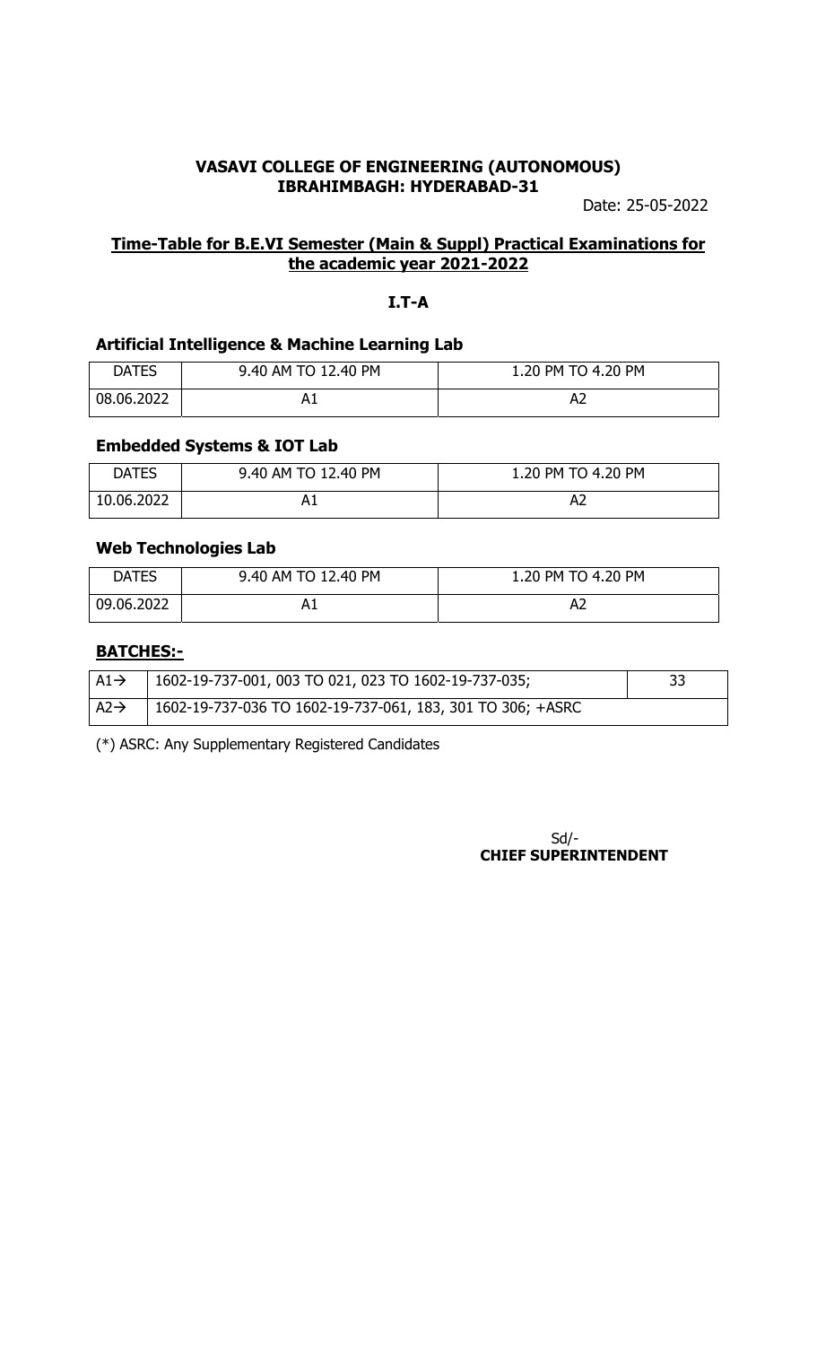**VASAVI COLLEGE OF ENGINEERING (AUTONOMOUS)**
**IBRAHIMBAGH: HYDERABAD-31**

Date: 25-05-2022

## Time-Table for B.E.VI Semester (Main & Suppl) Practical Examinations for the academic year 2021-2022

### I.T-A

### Artificial Intelligence & Machine Learning Lab

| DATES | 9.40 AM TO 12.40 PM | 1.20 PM TO 4.20 PM |
|---|---|---|
| 08.06.2022 | A1 | A2 |

### Embedded Systems & IOT Lab

| DATES | 9.40 AM TO 12.40 PM | 1.20 PM TO 4.20 PM |
|---|---|---|
| 10.06.2022 | A1 | A2 |

### Web Technologies Lab

| DATES | 9.40 AM TO 12.40 PM | 1.20 PM TO 4.20 PM |
|---|---|---|
| 09.06.2022 | A1 | A2 |

### BATCHES:-

| | | |
|---|---|---|
| A1→ | 1602-19-737-001, 003 TO 021, 023 TO 1602-19-737-035; | 33 |
| A2→ | 1602-19-737-036 TO 1602-19-737-061, 183, 301 TO 306; +ASRC | |

(*) ASRC: Any Supplementary Registered Candidates

Sd/-
**CHIEF SUPERINTENDENT**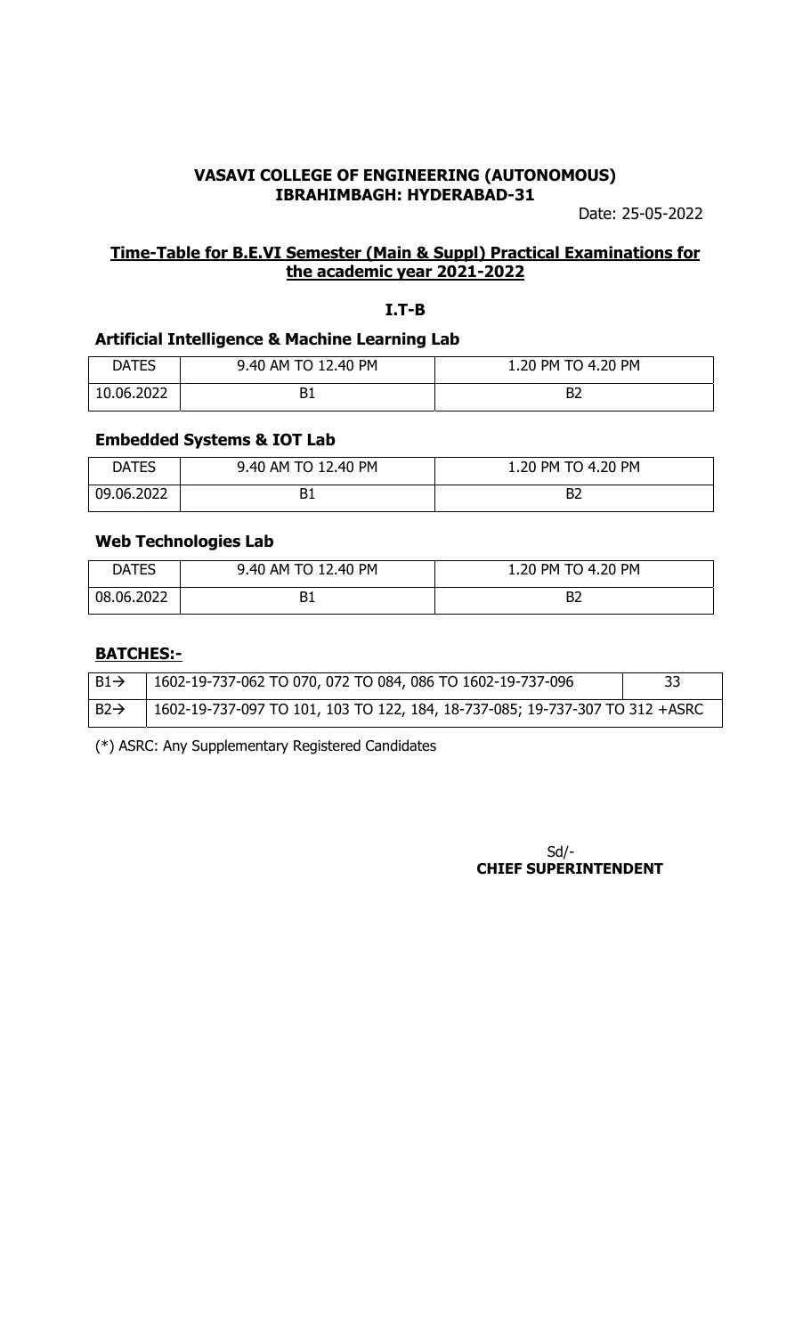**VASAVI COLLEGE OF ENGINEERING (AUTONOMOUS)**
**IBRAHIMBAGH: HYDERABAD-31**

Date: 25-05-2022

**Time-Table for B.E.VI Semester (Main & Suppl) Practical Examinations for the academic year 2021-2022**

**I.T-B**

**Artificial Intelligence & Machine Learning Lab**

| DATES | 9.40 AM TO 12.40 PM | 1.20 PM TO 4.20 PM |
|---|---|---|
| 10.06.2022 | B1 | B2 |

**Embedded Systems & IOT Lab**

| DATES | 9.40 AM TO 12.40 PM | 1.20 PM TO 4.20 PM |
|---|---|---|
| 09.06.2022 | B1 | B2 |

**Web Technologies Lab**

| DATES | 9.40 AM TO 12.40 PM | 1.20 PM TO 4.20 PM |
|---|---|---|
| 08.06.2022 | B1 | B2 |

**BATCHES:-**

| | | |
|---|---|---|
| B1→ | 1602-19-737-062 TO 070, 072 TO 084, 086 TO 1602-19-737-096 | 33 |
| B2→ | 1602-19-737-097 TO 101, 103 TO 122, 184, 18-737-085; 19-737-307 TO 312 +ASRC | |

(*) ASRC: Any Supplementary Registered Candidates

Sd/-
**CHIEF SUPERINTENDENT**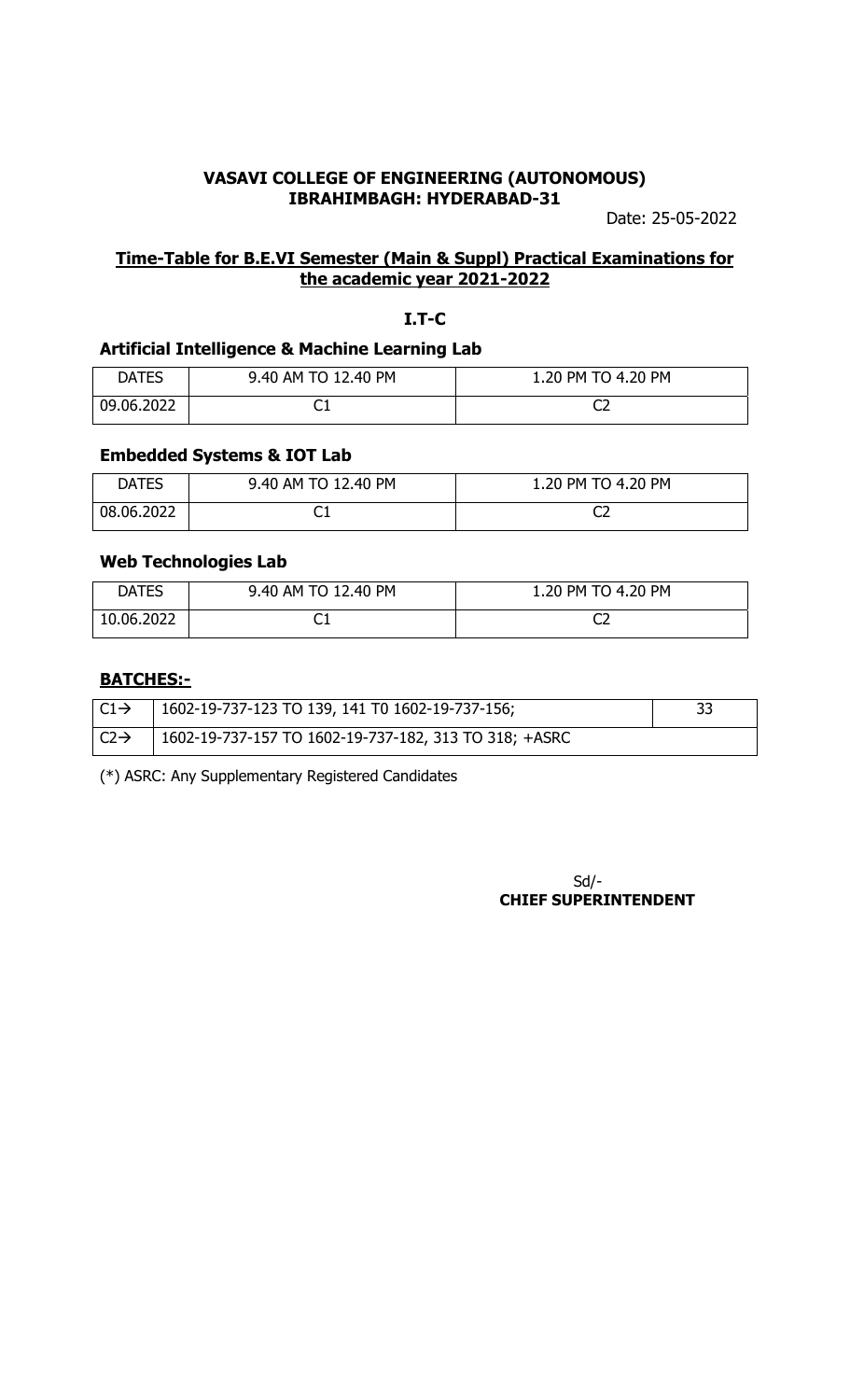**VASAVI COLLEGE OF ENGINEERING (AUTONOMOUS)**
**IBRAHIMBAGH: HYDERABAD-31**

Date: 25-05-2022

## Time-Table for B.E.VI Semester (Main & Suppl) Practical Examinations for the academic year 2021-2022

### I.T-C

**Artificial Intelligence & Machine Learning Lab**

| DATES | 9.40 AM TO 12.40 PM | 1.20 PM TO 4.20 PM |
|---|---|---|
| 09.06.2022 | C1 | C2 |

**Embedded Systems & IOT Lab**

| DATES | 9.40 AM TO 12.40 PM | 1.20 PM TO 4.20 PM |
|---|---|---|
| 08.06.2022 | C1 | C2 |

**Web Technologies Lab**

| DATES | 9.40 AM TO 12.40 PM | 1.20 PM TO 4.20 PM |
|---|---|---|
| 10.06.2022 | C1 | C2 |

**BATCHES:-**

| | | |
|---|---|---|
| C1→ | 1602-19-737-123 TO 139, 141 T0 1602-19-737-156; | 33 |
| C2→ | 1602-19-737-157 TO 1602-19-737-182, 313 TO 318; +ASRC | |

(*) ASRC: Any Supplementary Registered Candidates

Sd/-
**CHIEF SUPERINTENDENT**